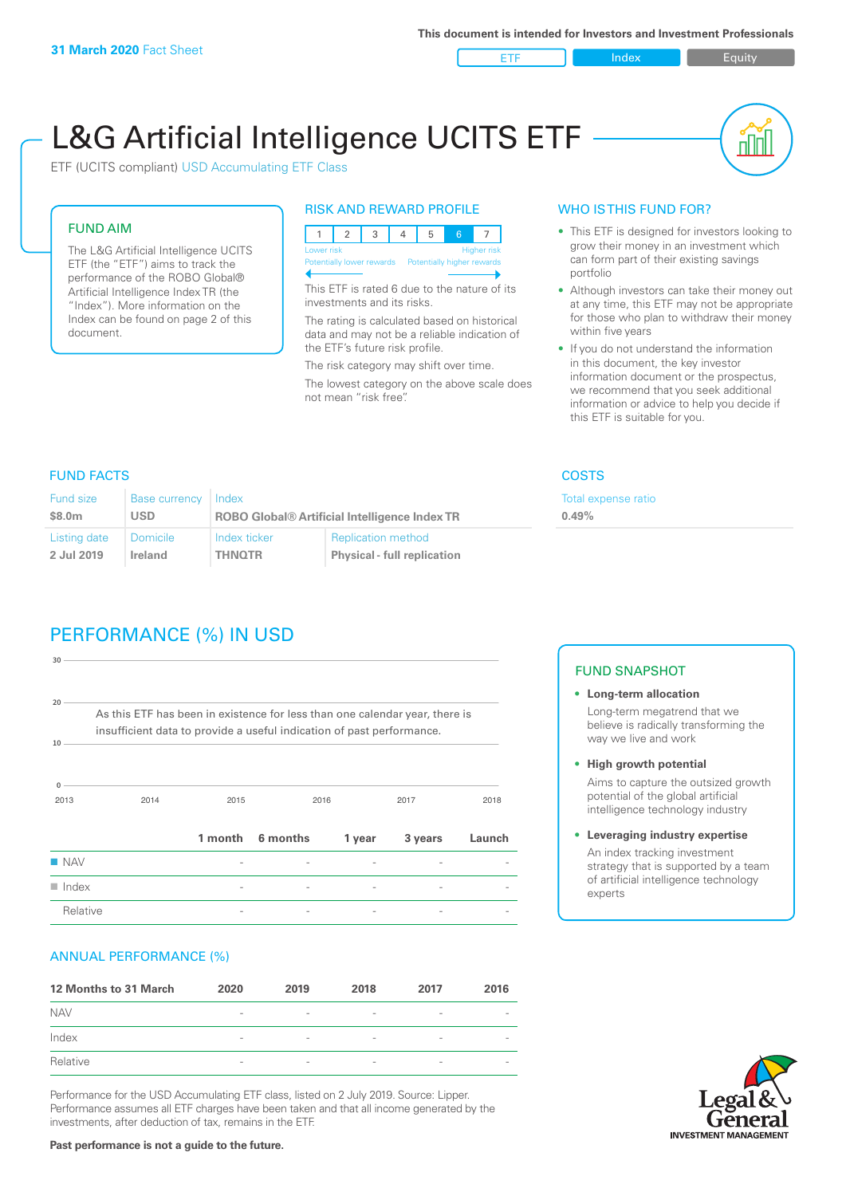**31 March 2020** Fact Sheet

This document is intended for Investors and Investment Professionals

ETF | Index | Equity

# L&G Artificial Intelligence UCITS ETF

ETF (UCITS compliant) USD Accumulating ETF Class

## FUND AIM

The L&G Artificial Intelligence UCITS ETF (the "ETF") aims to track the performance of the ROBO Global® Artificial Intelligence Index TR (the "Index"). More information on the Index can be found on page 2 of this document.

## RISK AND REWARD PROFILE

| 1 | 2 | 3 | 4 | 5 | 6 | 7 |
|---|---|---|---|---|---|---|

Lower risk — Higher risk
Potentially lower rewards — Potentially higher rewards

This ETF is rated 6 due to the nature of its investments and its risks.

The rating is calculated based on historical data and may not be a reliable indication of the ETF's future risk profile.

The risk category may shift over time.

The lowest category on the above scale does not mean "risk free".

## WHO IS THIS FUND FOR?

- This ETF is designed for investors looking to grow their money in an investment which can form part of their existing savings portfolio
- Although investors can take their money out at any time, this ETF may not be appropriate for those who plan to withdraw their money within five years
- If you do not understand the information in this document, the key investor information document or the prospectus, we recommend that you seek additional information or advice to help you decide if this ETF is suitable for you.

## FUND FACTS

| Fund size | Base currency | Index | |
|---|---|---|---|
| **$8.0m** | **USD** | **ROBO Global® Artificial Intelligence Index TR** | |
| **Listing date** | **Domicile** | **Index ticker** | **Replication method** |
| **2 Jul 2019** | **Ireland** | **THNQTR** | **Physical - full replication** |

## COSTS

Total expense ratio

**0.49%**

## PERFORMANCE (%) IN USD

As this ETF has been in existence for less than one calendar year, there is insufficient data to provide a useful indication of past performance.

| | 1 month | 6 months | 1 year | 3 years | Launch |
|---|---|---|---|---|---|
| NAV | - | - | - | - | - |
| Index | - | - | - | - | - |
| Relative | - | - | - | - | - |

## FUND SNAPSHOT

- **Long-term allocation**
  Long-term megatrend that we believe is radically transforming the way we live and work
- **High growth potential**
  Aims to capture the outsized growth potential of the global artificial intelligence technology industry
- **Leveraging industry expertise**
  An index tracking investment strategy that is supported by a team of artificial intelligence technology experts

## ANNUAL PERFORMANCE (%)

| 12 Months to 31 March | 2020 | 2019 | 2018 | 2017 | 2016 |
|---|---|---|---|---|---|
| NAV | - | - | - | - | - |
| Index | - | - | - | - | - |
| Relative | - | - | - | - | - |

Performance for the USD Accumulating ETF class, listed on 2 July 2019. Source: Lipper. Performance assumes all ETF charges have been taken and that all income generated by the investments, after deduction of tax, remains in the ETF.

**Past performance is not a guide to the future.**

Legal & General INVESTMENT MANAGEMENT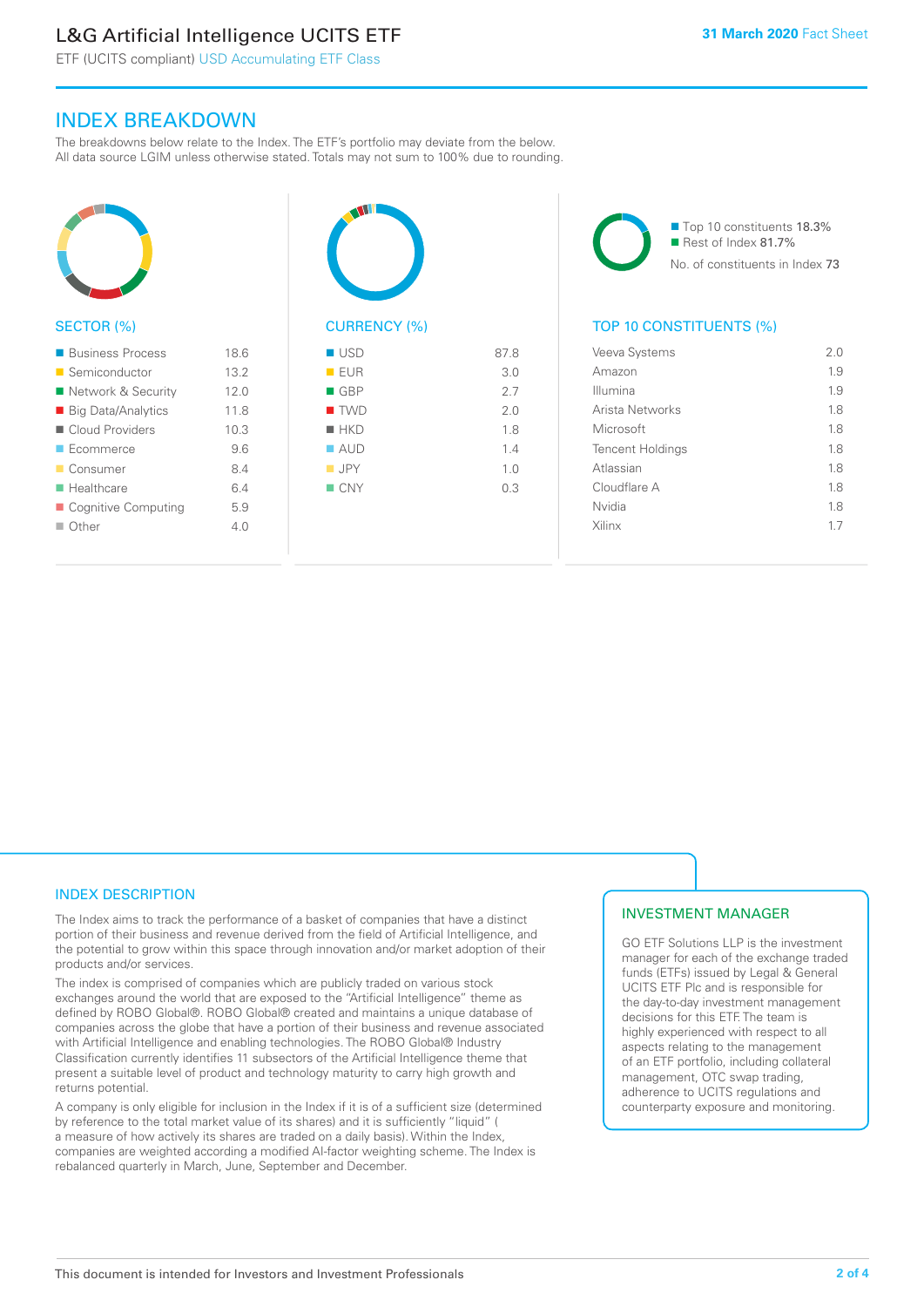# L&G Artificial Intelligence UCITS ETF

ETF (UCITS compliant) USD Accumulating ETF Class

**31 March 2020** Fact Sheet

## INDEX BREAKDOWN

The breakdowns below relate to the Index. The ETF's portfolio may deviate from the below. All data source LGIM unless otherwise stated. Totals may not sum to 100% due to rounding.

### SECTOR (%)

| Sector | % |
|---|---|
| Business Process | 18.6 |
| Semiconductor | 13.2 |
| Network & Security | 12.0 |
| Big Data/Analytics | 11.8 |
| Cloud Providers | 10.3 |
| Ecommerce | 9.6 |
| Consumer | 8.4 |
| Healthcare | 6.4 |
| Cognitive Computing | 5.9 |
| Other | 4.0 |

### CURRENCY (%)

| Currency | % |
|---|---|
| USD | 87.8 |
| EUR | 3.0 |
| GBP | 2.7 |
| TWD | 2.0 |
| HKD | 1.8 |
| AUD | 1.4 |
| JPY | 1.0 |
| CNY | 0.3 |

- Top 10 constituents 18.3%
- Rest of Index 81.7%

No. of constituents in Index 73

### TOP 10 CONSTITUENTS (%)

| Constituent | % |
|---|---|
| Veeva Systems | 2.0 |
| Amazon | 1.9 |
| Illumina | 1.9 |
| Arista Networks | 1.8 |
| Microsoft | 1.8 |
| Tencent Holdings | 1.8 |
| Atlassian | 1.8 |
| Cloudflare A | 1.8 |
| Nvidia | 1.8 |
| Xilinx | 1.7 |

## INDEX DESCRIPTION

The Index aims to track the performance of a basket of companies that have a distinct portion of their business and revenue derived from the field of Artificial Intelligence, and the potential to grow within this space through innovation and/or market adoption of their products and/or services.

The index is comprised of companies which are publicly traded on various stock exchanges around the world that are exposed to the "Artificial Intelligence" theme as defined by ROBO Global®. ROBO Global® created and maintains a unique database of companies across the globe that have a portion of their business and revenue associated with Artificial Intelligence and enabling technologies. The ROBO Global® Industry Classification currently identifies 11 subsectors of the Artificial Intelligence theme that present a suitable level of product and technology maturity to carry high growth and returns potential.

A company is only eligible for inclusion in the Index if it is of a sufficient size (determined by reference to the total market value of its shares) and it is sufficiently "liquid" ( a measure of how actively its shares are traded on a daily basis). Within the Index, companies are weighted according a modified AI-factor weighting scheme. The Index is rebalanced quarterly in March, June, September and December.

## INVESTMENT MANAGER

GO ETF Solutions LLP is the investment manager for each of the exchange traded funds (ETFs) issued by Legal & General UCITS ETF Plc and is responsible for the day-to-day investment management decisions for this ETF. The team is highly experienced with respect to all aspects relating to the management of an ETF portfolio, including collateral management, OTC swap trading, adherence to UCITS regulations and counterparty exposure and monitoring.

This document is intended for Investors and Investment Professionals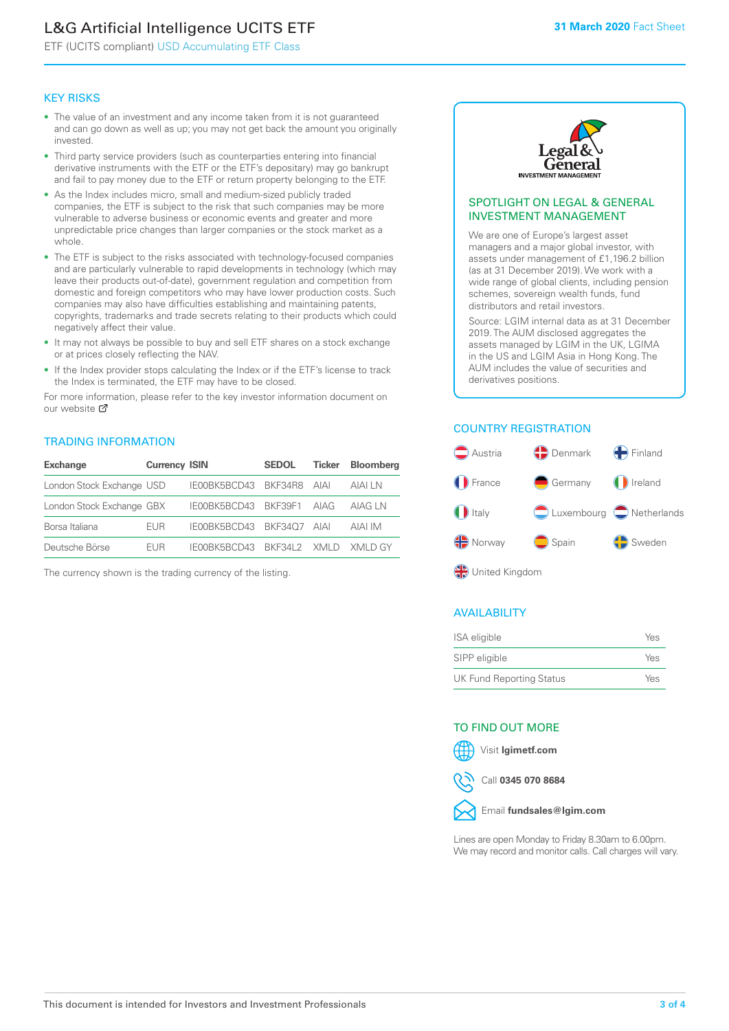## KEY RISKS

- The value of an investment and any income taken from it is not guaranteed and can go down as well as up; you may not get back the amount you originally invested.
- Third party service providers (such as counterparties entering into financial derivative instruments with the ETF or the ETF's depositary) may go bankrupt and fail to pay money due to the ETF or return property belonging to the ETF.
- As the Index includes micro, small and medium-sized publicly traded companies, the ETF is subject to the risk that such companies may be more vulnerable to adverse business or economic events and greater and more unpredictable price changes than larger companies or the stock market as a whole.
- The ETF is subject to the risks associated with technology-focused companies and are particularly vulnerable to rapid developments in technology (which may leave their products out-of-date), government regulation and competition from domestic and foreign competitors who may have lower production costs. Such companies may also have difficulties establishing and maintaining patents, copyrights, trademarks and trade secrets relating to their products which could negatively affect their value.
- It may not always be possible to buy and sell ETF shares on a stock exchange or at prices closely reflecting the NAV.
- If the Index provider stops calculating the Index or if the ETF's license to track the Index is terminated, the ETF may have to be closed.

For more information, please refer to the key investor information document on our website

## TRADING INFORMATION

| Exchange | Currency | ISIN | SEDOL | Ticker | Bloomberg |
|---|---|---|---|---|---|
| London Stock Exchange | USD | IE00BK5BCD43 | BKF34R8 | AIAI | AIAI LN |
| London Stock Exchange | GBX | IE00BK5BCD43 | BKF39F1 | AIAG | AIAG LN |
| Borsa Italiana | EUR | IE00BK5BCD43 | BKF34Q7 | AIAI | AIAI IM |
| Deutsche Börse | EUR | IE00BK5BCD43 | BKF34L2 | XMLD | XMLD GY |

The currency shown is the trading currency of the listing.

## SPOTLIGHT ON LEGAL & GENERAL INVESTMENT MANAGEMENT

We are one of Europe's largest asset managers and a major global investor, with assets under management of £1,196.2 billion (as at 31 December 2019). We work with a wide range of global clients, including pension schemes, sovereign wealth funds, fund distributors and retail investors.

Source: LGIM internal data as at 31 December 2019. The AUM disclosed aggregates the assets managed by LGIM in the UK, LGIMA in the US and LGIM Asia in Hong Kong. The AUM includes the value of securities and derivatives positions.

## COUNTRY REGISTRATION

Austria, Denmark, Finland, France, Germany, Ireland, Italy, Luxembourg, Netherlands, Norway, Spain, Sweden, United Kingdom

## AVAILABILITY

| | |
|---|---|
| ISA eligible | Yes |
| SIPP eligible | Yes |
| UK Fund Reporting Status | Yes |

## TO FIND OUT MORE

Visit **lgimetf.com**

Call **0345 070 8684**

Email **fundsales@lgim.com**

Lines are open Monday to Friday 8.30am to 6.00pm. We may record and monitor calls. Call charges will vary.

This document is intended for Investors and Investment Professionals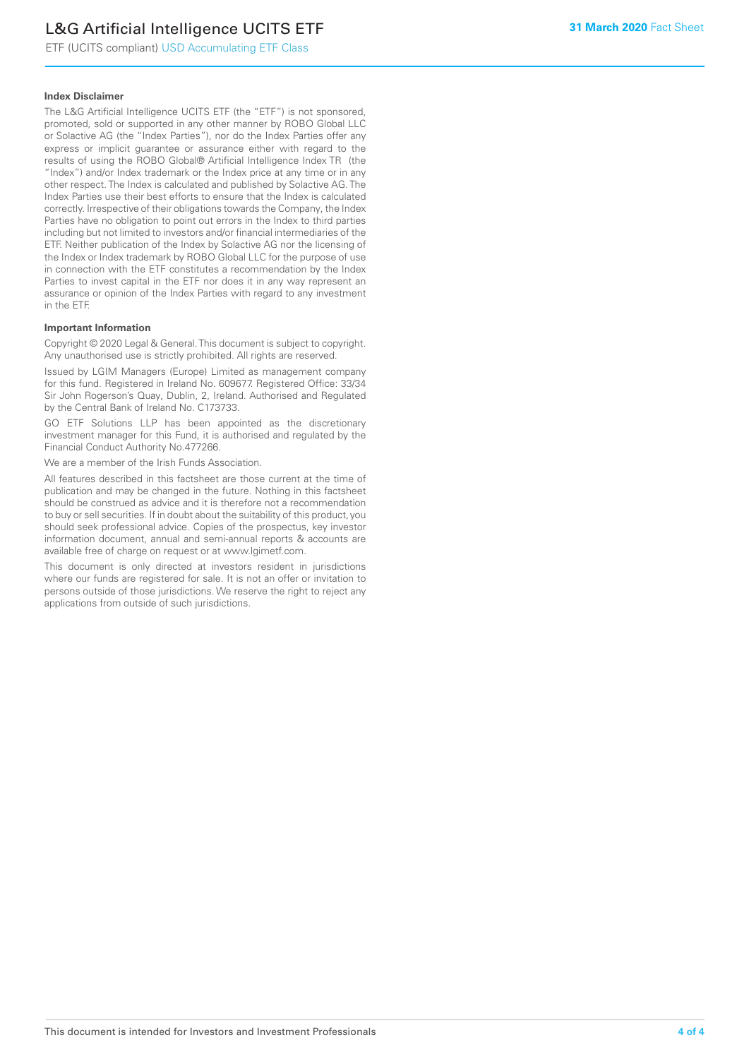**Index Disclaimer**

The L&G Artificial Intelligence UCITS ETF (the "ETF") is not sponsored, promoted, sold or supported in any other manner by ROBO Global LLC or Solactive AG (the "Index Parties"), nor do the Index Parties offer any express or implicit guarantee or assurance either with regard to the results of using the ROBO Global® Artificial Intelligence Index TR (the "Index") and/or Index trademark or the Index price at any time or in any other respect. The Index is calculated and published by Solactive AG. The Index Parties use their best efforts to ensure that the Index is calculated correctly. Irrespective of their obligations towards the Company, the Index Parties have no obligation to point out errors in the Index to third parties including but not limited to investors and/or financial intermediaries of the ETF. Neither publication of the Index by Solactive AG nor the licensing of the Index or Index trademark by ROBO Global LLC for the purpose of use in connection with the ETF constitutes a recommendation by the Index Parties to invest capital in the ETF nor does it in any way represent an assurance or opinion of the Index Parties with regard to any investment in the ETF.

**Important Information**

Copyright © 2020 Legal & General. This document is subject to copyright. Any unauthorised use is strictly prohibited. All rights are reserved.

Issued by LGIM Managers (Europe) Limited as management company for this fund. Registered in Ireland No. 609677. Registered Office: 33/34 Sir John Rogerson's Quay, Dublin, 2, Ireland. Authorised and Regulated by the Central Bank of Ireland No. C173733.

GO ETF Solutions LLP has been appointed as the discretionary investment manager for this Fund, it is authorised and regulated by the Financial Conduct Authority No.477266.

We are a member of the Irish Funds Association.

All features described in this factsheet are those current at the time of publication and may be changed in the future. Nothing in this factsheet should be construed as advice and it is therefore not a recommendation to buy or sell securities. If in doubt about the suitability of this product, you should seek professional advice. Copies of the prospectus, key investor information document, annual and semi-annual reports & accounts are available free of charge on request or at www.lgimetf.com.

This document is only directed at investors resident in jurisdictions where our funds are registered for sale. It is not an offer or invitation to persons outside of those jurisdictions. We reserve the right to reject any applications from outside of such jurisdictions.